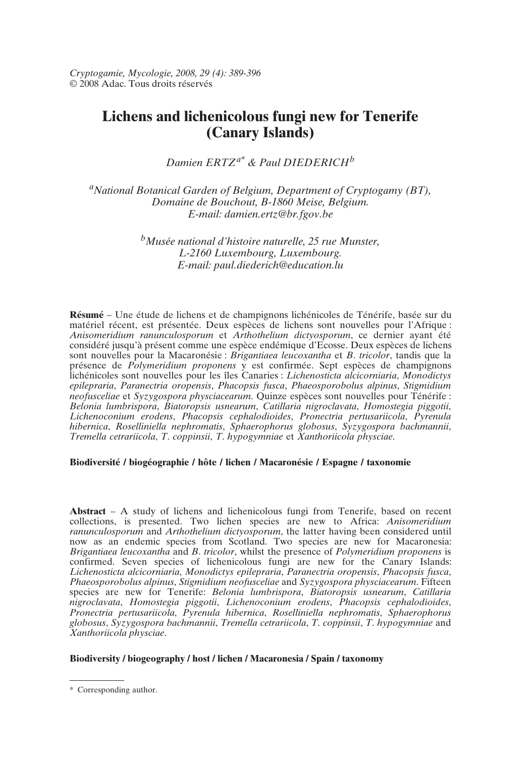*Cryptogamie, Mycologie, 2008, 29 (4): 389-396*
© 2008 Adac. Tous droits réservés

# Lichens and lichenicolous fungi new for Tenerife (Canary Islands)

*Damien ERTZ*[a*] & *Paul DIEDERICH*[b]

[a]*National Botanical Garden of Belgium, Department of Cryptogamy (BT), Domaine de Bouchout, B-1860 Meise, Belgium. E-mail: damien.ertz@br.fgov.be*

[b]*Musée national d'histoire naturelle, 25 rue Munster, L-2160 Luxembourg, Luxembourg. E-mail: paul.diederich@education.lu*

**Résumé** – Une étude de lichens et de champignons lichénicoles de Ténérife, basée sur du matériel récent, est présentée. Deux espèces de lichens sont nouvelles pour l'Afrique : *Anisomeridium ranunculosporum* et *Arthothelium dictyosporum*, ce dernier ayant été considéré jusqu'à présent comme une espèce endémique d'Ecosse. Deux espèces de lichens sont nouvelles pour la Macaronésie : *Brigantiaea leucoxantha* et *B. tricolor*, tandis que la présence de *Polymeridium proponens* y est confirmée. Sept espèces de champignons lichénicoles sont nouvelles pour les îles Canaries : *Lichenosticta alcicorniaria*, *Monodictys epilepraria*, *Paranectria oropensis*, *Phacopsis fusca*, *Phaeosporobolus alpinus*, *Stigmidium neofusceliae* et *Syzygospora physciacearum*. Quinze espèces sont nouvelles pour Ténérife : *Belonia lumbrispora*, *Biatoropsis usnearum*, *Catillaria nigroclavata*, *Homostegia piggotii*, *Lichenoconium erodens*, *Phacopsis cephalodioides*, *Pronectria pertusariicola*, *Pyrenula hibernica*, *Roselliniella nephromatis*, *Sphaerophorus globosus*, *Syzygospora bachmannii*, *Tremella cetrariicola*, *T. coppinsii*, *T. hypogymniae* et *Xanthoriicola physciae*.

**Biodiversité / biogéographie / hôte / lichen / Macaronésie / Espagne / taxonomie**

**Abstract** – A study of lichens and lichenicolous fungi from Tenerife, based on recent collections, is presented. Two lichen species are new to Africa: *Anisomeridium ranunculosporum* and *Arthothelium dictyosporum*, the latter having been considered until now as an endemic species from Scotland. Two species are new for Macaronesia: *Brigantiaea leucoxantha* and *B. tricolor*, whilst the presence of *Polymeridium proponens* is confirmed. Seven species of lichenicolous fungi are new for the Canary Islands: *Lichenosticta alcicorniaria*, *Monodictys epilepraria*, *Paranectria oropensis*, *Phacopsis fusca*, *Phaeosporobolus alpinus*, *Stigmidium neofusceliae* and *Syzygospora physciacearum*. Fifteen species are new for Tenerife: *Belonia lumbrispora*, *Biatoropsis usnearum*, *Catillaria nigroclavata*, *Homostegia piggotii*, *Lichenoconium erodens*, *Phacopsis cephalodioides*, *Pronectria pertusariicola*, *Pyrenula hibernica*, *Roselliniella nephromatis*, *Sphaerophorus globosus*, *Syzygospora bachmannii*, *Tremella cetrariicola*, *T. coppinsii*, *T. hypogymniae* and *Xanthoriicola physciae*.

**Biodiversity / biogeography / host / lichen / Macaronesia / Spain / taxonomy**

---

\* Corresponding author.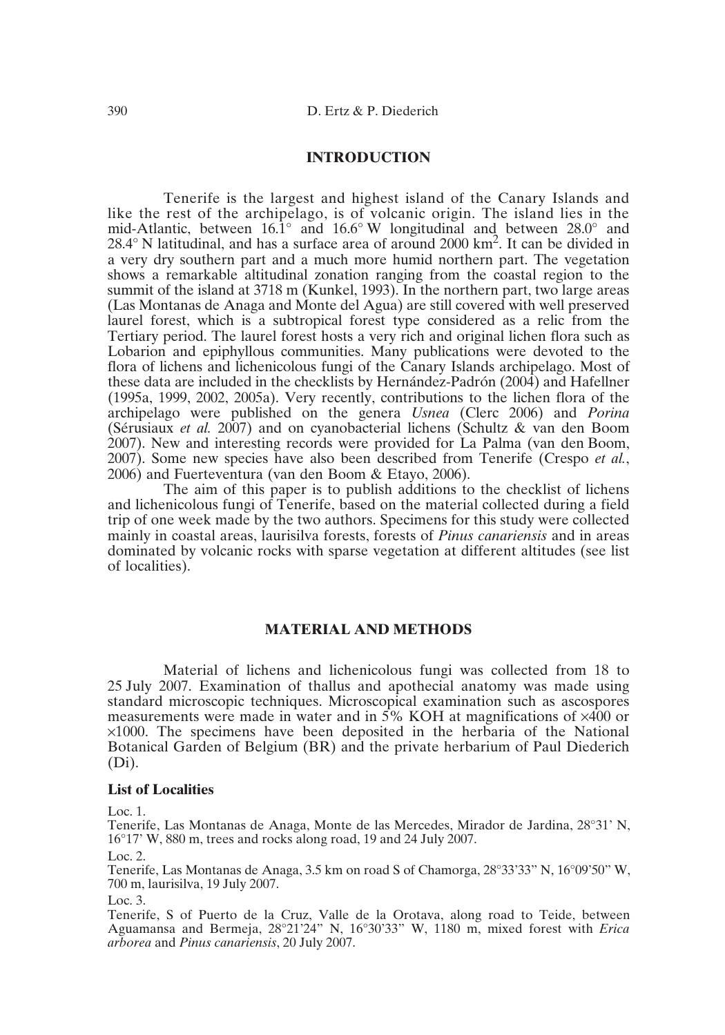## INTRODUCTION

Tenerife is the largest and highest island of the Canary Islands and like the rest of the archipelago, is of volcanic origin. The island lies in the mid-Atlantic, between 16.1° and 16.6° W longitudinal and between 28.0° and 28.4° N latitudinal, and has a surface area of around 2000 km$^2$. It can be divided in a very dry southern part and a much more humid northern part. The vegetation shows a remarkable altitudinal zonation ranging from the coastal region to the summit of the island at 3718 m (Kunkel, 1993). In the northern part, two large areas (Las Montanas de Anaga and Monte del Agua) are still covered with well preserved laurel forest, which is a subtropical forest type considered as a relic from the Tertiary period. The laurel forest hosts a very rich and original lichen flora such as Lobarion and epiphyllous communities. Many publications were devoted to the flora of lichens and lichenicolous fungi of the Canary Islands archipelago. Most of these data are included in the checklists by Hernández-Padrón (2004) and Hafellner (1995a, 1999, 2002, 2005a). Very recently, contributions to the lichen flora of the archipelago were published on the genera *Usnea* (Clerc 2006) and *Porina* (Sérusiaux *et al.* 2007) and on cyanobacterial lichens (Schultz & van den Boom 2007). New and interesting records were provided for La Palma (van den Boom, 2007). Some new species have also been described from Tenerife (Crespo *et al.*, 2006) and Fuerteventura (van den Boom & Etayo, 2006).

The aim of this paper is to publish additions to the checklist of lichens and lichenicolous fungi of Tenerife, based on the material collected during a field trip of one week made by the two authors. Specimens for this study were collected mainly in coastal areas, laurisilva forests, forests of *Pinus canariensis* and in areas dominated by volcanic rocks with sparse vegetation at different altitudes (see list of localities).

## MATERIAL AND METHODS

Material of lichens and lichenicolous fungi was collected from 18 to 25 July 2007. Examination of thallus and apothecial anatomy was made using standard microscopic techniques. Microscopical examination such as ascospores measurements were made in water and in 5% KOH at magnifications of ×400 or ×1000. The specimens have been deposited in the herbaria of the National Botanical Garden of Belgium (BR) and the private herbarium of Paul Diederich (Di).

### List of Localities

Loc. 1.
Tenerife, Las Montanas de Anaga, Monte de las Mercedes, Mirador de Jardina, 28°31' N, 16°17' W, 880 m, trees and rocks along road, 19 and 24 July 2007.

Loc. 2.
Tenerife, Las Montanas de Anaga, 3.5 km on road S of Chamorga, 28°33'33" N, 16°09'50" W, 700 m, laurisilva, 19 July 2007.

Loc. 3.
Tenerife, S of Puerto de la Cruz, Valle de la Orotava, along road to Teide, between Aguamansa and Bermeja, 28°21'24" N, 16°30'33" W, 1180 m, mixed forest with *Erica arborea* and *Pinus canariensis*, 20 July 2007.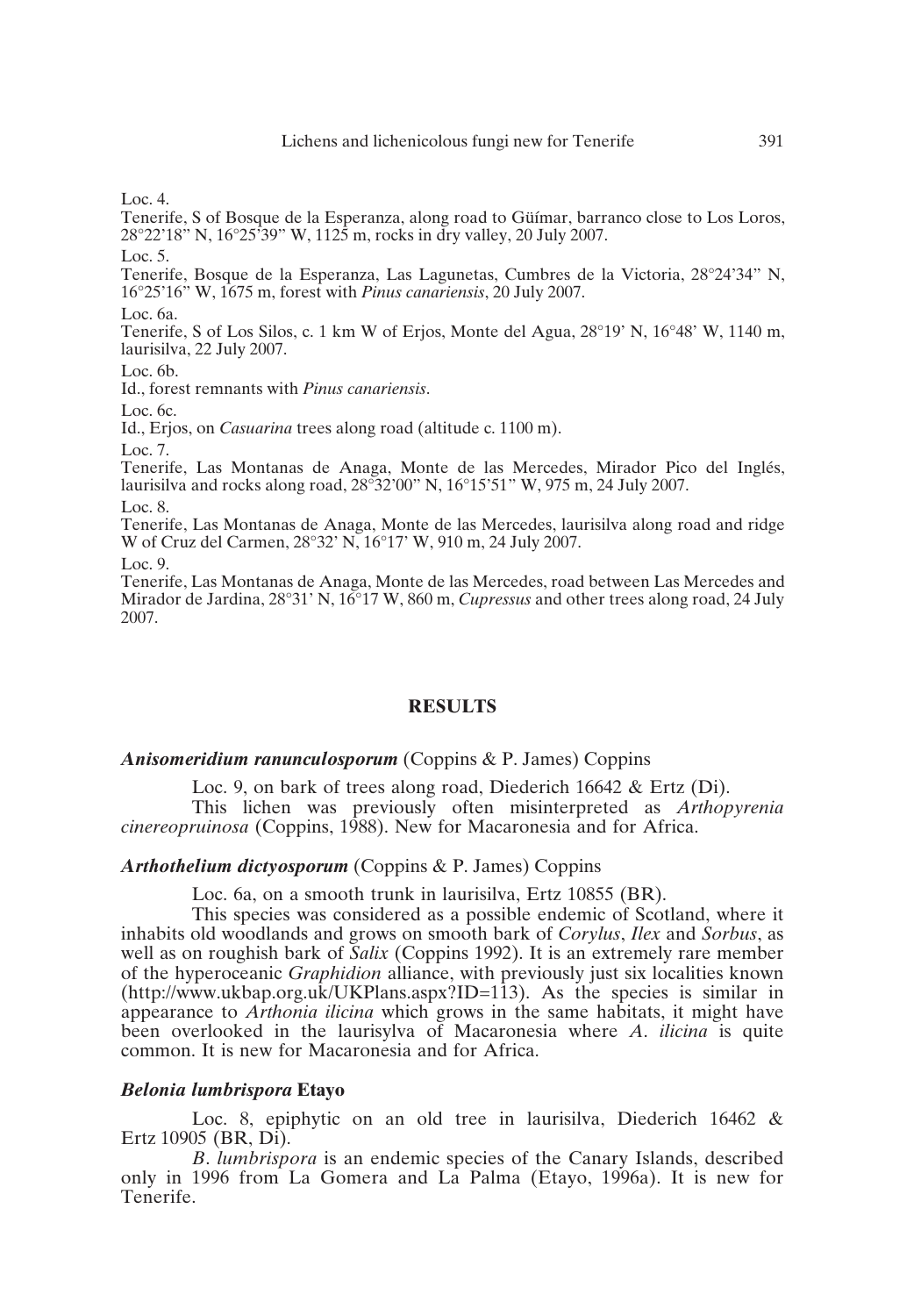Loc. 4.

Tenerife, S of Bosque de la Esperanza, along road to Güímar, barranco close to Los Loros, 28°22'18" N, 16°25'39" W, 1125 m, rocks in dry valley, 20 July 2007.

Loc. 5.

Tenerife, Bosque de la Esperanza, Las Lagunetas, Cumbres de la Victoria, 28°24'34" N, 16°25'16" W, 1675 m, forest with *Pinus canariensis*, 20 July 2007.

Loc. 6a.

Tenerife, S of Los Silos, c. 1 km W of Erjos, Monte del Agua, 28°19' N, 16°48' W, 1140 m, laurisilva, 22 July 2007.

Loc. 6b.

Id., forest remnants with *Pinus canariensis*.

Loc. 6c.

Id., Erjos, on *Casuarina* trees along road (altitude c. 1100 m).

Loc. 7.

Tenerife, Las Montanas de Anaga, Monte de las Mercedes, Mirador Pico del Inglés, laurisilva and rocks along road, 28°32'00" N, 16°15'51" W, 975 m, 24 July 2007.

Loc. 8.

Tenerife, Las Montanas de Anaga, Monte de las Mercedes, laurisilva along road and ridge W of Cruz del Carmen, 28°32' N, 16°17' W, 910 m, 24 July 2007.

Loc. 9.

Tenerife, Las Montanas de Anaga, Monte de las Mercedes, road between Las Mercedes and Mirador de Jardina, 28°31' N, 16°17 W, 860 m, *Cupressus* and other trees along road, 24 July 2007.

## RESULTS

### ***Anisomeridium ranunculosporum*** (Coppins & P. James) Coppins

Loc. 9, on bark of trees along road, Diederich 16642 & Ertz (Di).

This lichen was previously often misinterpreted as *Arthopyrenia cinereopruinosa* (Coppins, 1988). New for Macaronesia and for Africa.

### ***Arthothelium dictyosporum*** (Coppins & P. James) Coppins

Loc. 6a, on a smooth trunk in laurisilva, Ertz 10855 (BR).

This species was considered as a possible endemic of Scotland, where it inhabits old woodlands and grows on smooth bark of *Corylus*, *Ilex* and *Sorbus*, as well as on roughish bark of *Salix* (Coppins 1992). It is an extremely rare member of the hyperoceanic *Graphidion* alliance, with previously just six localities known (http://www.ukbap.org.uk/UKPlans.aspx?ID=113). As the species is similar in appearance to *Arthonia ilicina* which grows in the same habitats, it might have been overlooked in the laurisylva of Macaronesia where *A. ilicina* is quite common. It is new for Macaronesia and for Africa.

### ***Belonia lumbrispora* Etayo**

Loc. 8, epiphytic on an old tree in laurisilva, Diederich 16462 & Ertz 10905 (BR, Di).

*B. lumbrispora* is an endemic species of the Canary Islands, described only in 1996 from La Gomera and La Palma (Etayo, 1996a). It is new for Tenerife.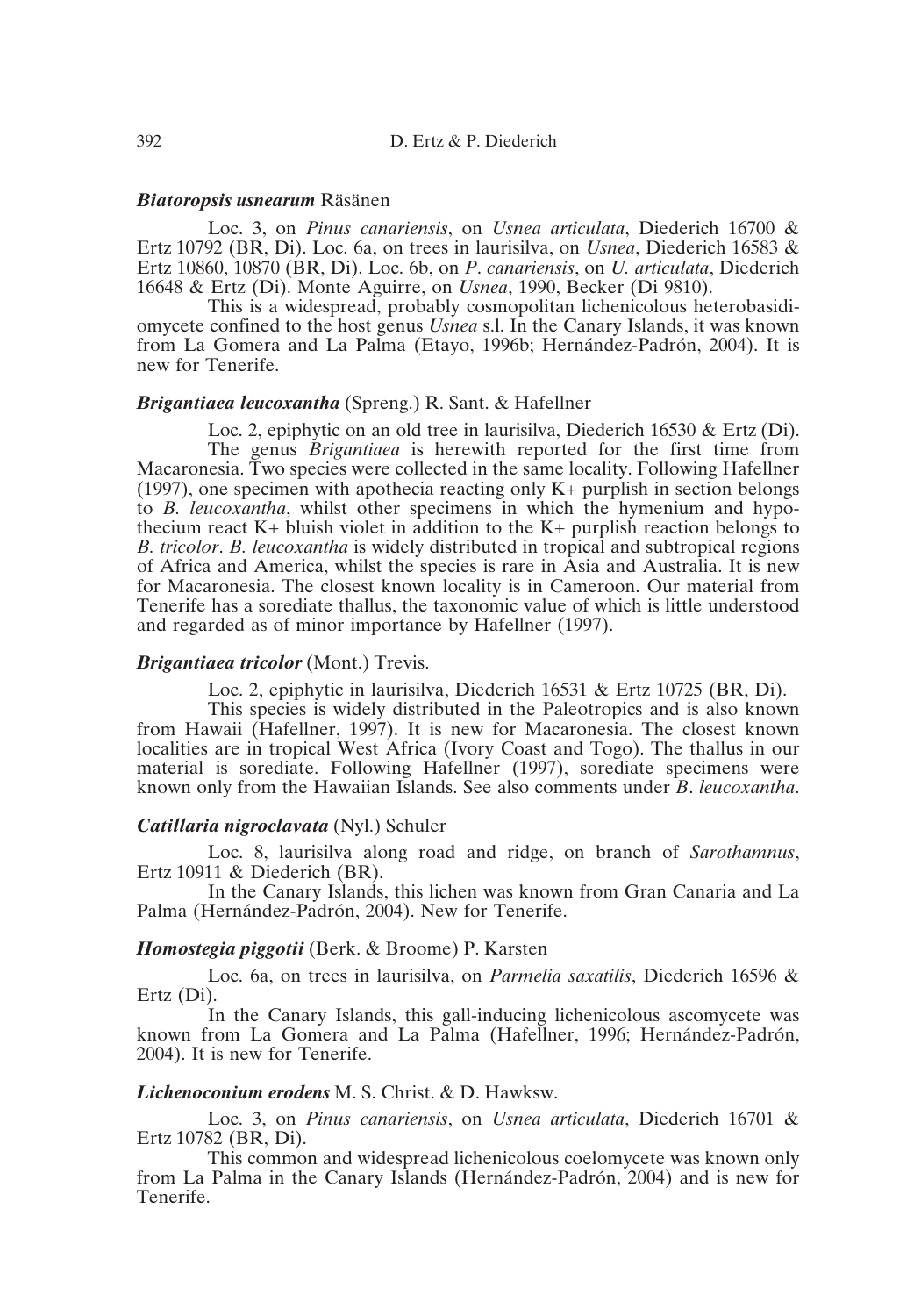***Biatoropsis usnearum*** Räsänen

Loc. 3, on *Pinus canariensis*, on *Usnea articulata*, Diederich 16700 & Ertz 10792 (BR, Di). Loc. 6a, on trees in laurisilva, on *Usnea*, Diederich 16583 & Ertz 10860, 10870 (BR, Di). Loc. 6b, on *P. canariensis*, on *U. articulata*, Diederich 16648 & Ertz (Di). Monte Aguirre, on *Usnea*, 1990, Becker (Di 9810).

This is a widespread, probably cosmopolitan lichenicolous heterobasidiomycete confined to the host genus *Usnea* s.l. In the Canary Islands, it was known from La Gomera and La Palma (Etayo, 1996b; Hernández-Padrón, 2004). It is new for Tenerife.

***Brigantiaea leucoxantha*** (Spreng.) R. Sant. & Hafellner

Loc. 2, epiphytic on an old tree in laurisilva, Diederich 16530 & Ertz (Di).

The genus *Brigantiaea* is herewith reported for the first time from Macaronesia. Two species were collected in the same locality. Following Hafellner (1997), one specimen with apothecia reacting only K+ purplish in section belongs to *B. leucoxantha*, whilst other specimens in which the hymenium and hypothecium react K+ bluish violet in addition to the K+ purplish reaction belongs to *B. tricolor*. *B. leucoxantha* is widely distributed in tropical and subtropical regions of Africa and America, whilst the species is rare in Asia and Australia. It is new for Macaronesia. The closest known locality is in Cameroon. Our material from Tenerife has a sorediate thallus, the taxonomic value of which is little understood and regarded as of minor importance by Hafellner (1997).

***Brigantiaea tricolor*** (Mont.) Trevis.

Loc. 2, epiphytic in laurisilva, Diederich 16531 & Ertz 10725 (BR, Di).

This species is widely distributed in the Paleotropics and is also known from Hawaii (Hafellner, 1997). It is new for Macaronesia. The closest known localities are in tropical West Africa (Ivory Coast and Togo). The thallus in our material is sorediate. Following Hafellner (1997), sorediate specimens were known only from the Hawaiian Islands. See also comments under *B. leucoxantha*.

***Catillaria nigroclavata*** (Nyl.) Schuler

Loc. 8, laurisilva along road and ridge, on branch of *Sarothamnus*, Ertz 10911 & Diederich (BR).

In the Canary Islands, this lichen was known from Gran Canaria and La Palma (Hernández-Padrón, 2004). New for Tenerife.

***Homostegia piggotii*** (Berk. & Broome) P. Karsten

Loc. 6a, on trees in laurisilva, on *Parmelia saxatilis*, Diederich 16596 & Ertz (Di).

In the Canary Islands, this gall-inducing lichenicolous ascomycete was known from La Gomera and La Palma (Hafellner, 1996; Hernández-Padrón, 2004). It is new for Tenerife.

***Lichenoconium erodens*** M. S. Christ. & D. Hawksw.

Loc. 3, on *Pinus canariensis*, on *Usnea articulata*, Diederich 16701 & Ertz 10782 (BR, Di).

This common and widespread lichenicolous coelomycete was known only from La Palma in the Canary Islands (Hernández-Padrón, 2004) and is new for Tenerife.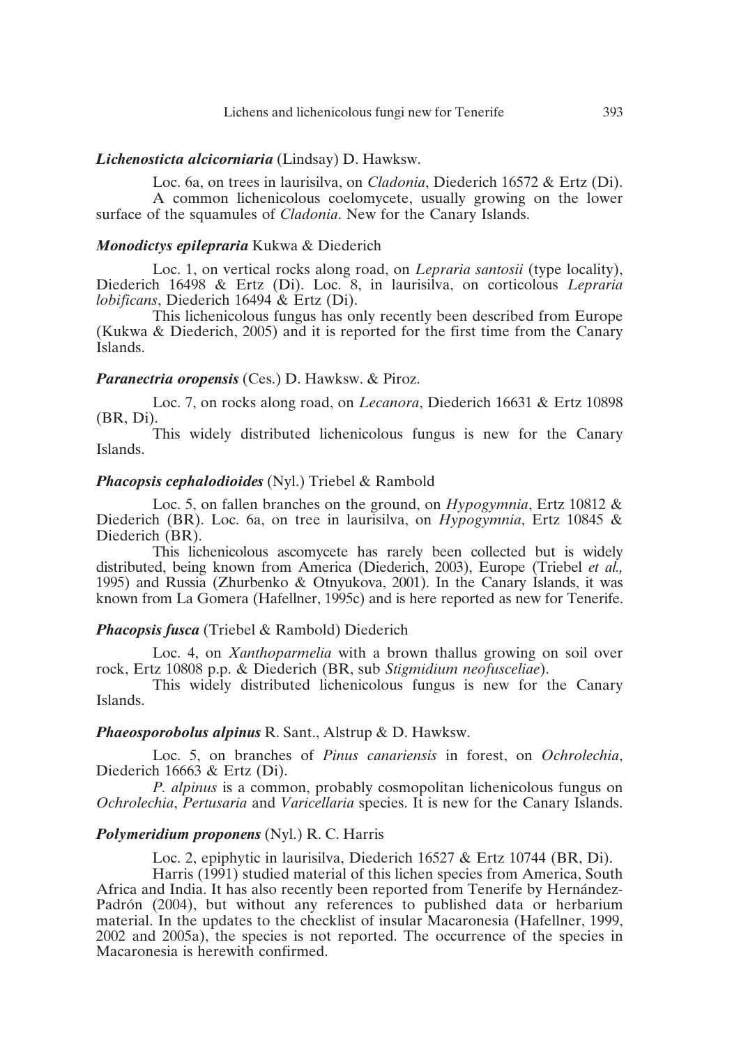***Lichenosticta alcicorniaria*** (Lindsay) D. Hawksw.

Loc. 6a, on trees in laurisilva, on *Cladonia*, Diederich 16572 & Ertz (Di).

A common lichenicolous coelomycete, usually growing on the lower surface of the squamules of *Cladonia*. New for the Canary Islands.

***Monodictys epilepraria*** Kukwa & Diederich

Loc. 1, on vertical rocks along road, on *Lepraria santosii* (type locality), Diederich 16498 & Ertz (Di). Loc. 8, in laurisilva, on corticolous *Lepraria lobificans*, Diederich 16494 & Ertz (Di).

This lichenicolous fungus has only recently been described from Europe (Kukwa & Diederich, 2005) and it is reported for the first time from the Canary Islands.

***Paranectria oropensis*** (Ces.) D. Hawksw. & Piroz.

Loc. 7, on rocks along road, on *Lecanora*, Diederich 16631 & Ertz 10898 (BR, Di).

This widely distributed lichenicolous fungus is new for the Canary Islands.

***Phacopsis cephalodioides*** (Nyl.) Triebel & Rambold

Loc. 5, on fallen branches on the ground, on *Hypogymnia*, Ertz 10812 & Diederich (BR). Loc. 6a, on tree in laurisilva, on *Hypogymnia*, Ertz 10845 & Diederich (BR).

This lichenicolous ascomycete has rarely been collected but is widely distributed, being known from America (Diederich, 2003), Europe (Triebel *et al.,* 1995) and Russia (Zhurbenko & Otnyukova, 2001). In the Canary Islands, it was known from La Gomera (Hafellner, 1995c) and is here reported as new for Tenerife.

***Phacopsis fusca*** (Triebel & Rambold) Diederich

Loc. 4, on *Xanthoparmelia* with a brown thallus growing on soil over rock, Ertz 10808 p.p. & Diederich (BR, sub *Stigmidium neofusceliae*).

This widely distributed lichenicolous fungus is new for the Canary Islands.

***Phaeosporobolus alpinus*** R. Sant., Alstrup & D. Hawksw.

Loc. 5, on branches of *Pinus canariensis* in forest, on *Ochrolechia*, Diederich 16663 & Ertz (Di).

*P. alpinus* is a common, probably cosmopolitan lichenicolous fungus on *Ochrolechia*, *Pertusaria* and *Varicellaria* species. It is new for the Canary Islands.

***Polymeridium proponens*** (Nyl.) R. C. Harris

Loc. 2, epiphytic in laurisilva, Diederich 16527 & Ertz 10744 (BR, Di).

Harris (1991) studied material of this lichen species from America, South Africa and India. It has also recently been reported from Tenerife by Hernández-Padrón (2004), but without any references to published data or herbarium material. In the updates to the checklist of insular Macaronesia (Hafellner, 1999, 2002 and 2005a), the species is not reported. The occurrence of the species in Macaronesia is herewith confirmed.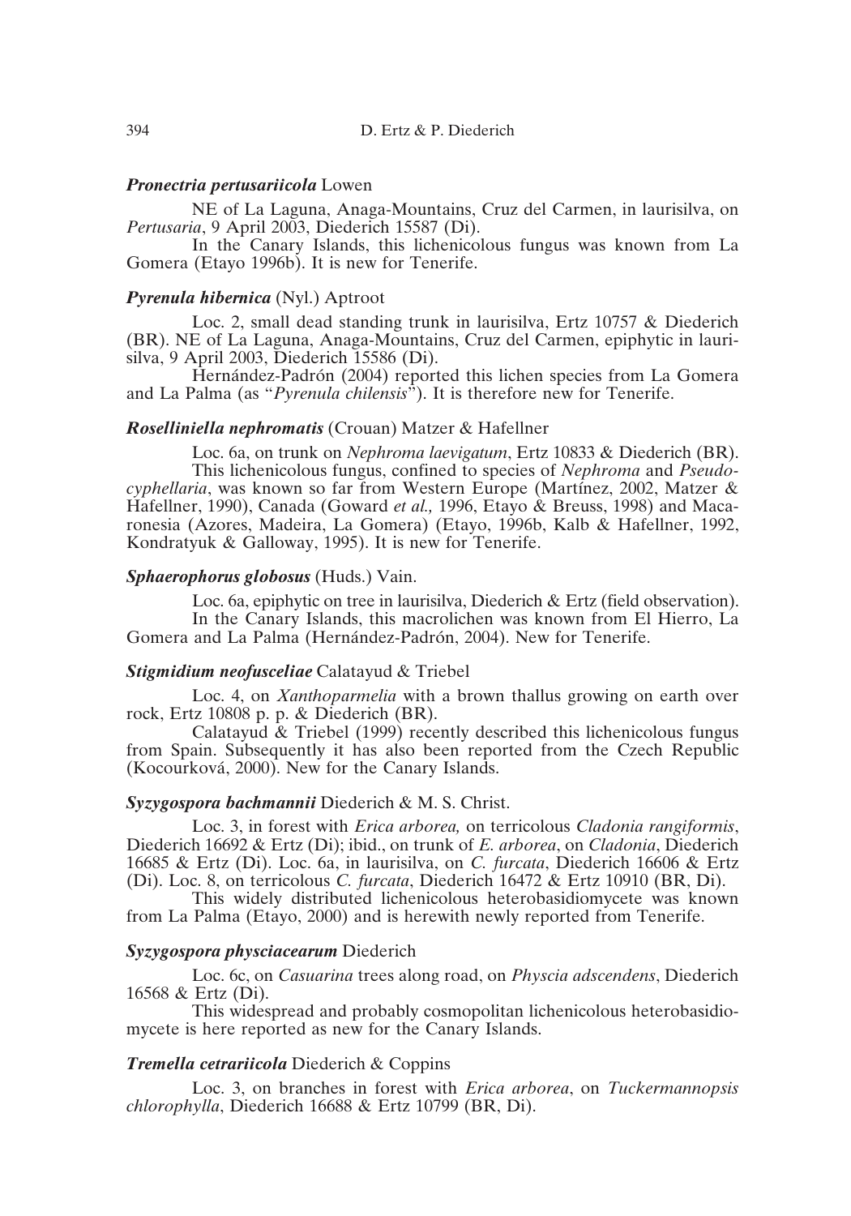***Pronectria pertusariicola*** Lowen

NE of La Laguna, Anaga-Mountains, Cruz del Carmen, in laurisilva, on *Pertusaria*, 9 April 2003, Diederich 15587 (Di).

In the Canary Islands, this lichenicolous fungus was known from La Gomera (Etayo 1996b). It is new for Tenerife.

***Pyrenula hibernica*** (Nyl.) Aptroot

Loc. 2, small dead standing trunk in laurisilva, Ertz 10757 & Diederich (BR). NE of La Laguna, Anaga-Mountains, Cruz del Carmen, epiphytic in laurisilva, 9 April 2003, Diederich 15586 (Di).

Hernández-Padrón (2004) reported this lichen species from La Gomera and La Palma (as "*Pyrenula chilensis*"). It is therefore new for Tenerife.

***Roselliniella nephromatis*** (Crouan) Matzer & Hafellner

Loc. 6a, on trunk on *Nephroma laevigatum*, Ertz 10833 & Diederich (BR).

This lichenicolous fungus, confined to species of *Nephroma* and *Pseudocyphellaria*, was known so far from Western Europe (Martínez, 2002, Matzer & Hafellner, 1990), Canada (Goward *et al.,* 1996, Etayo & Breuss, 1998) and Macaronesia (Azores, Madeira, La Gomera) (Etayo, 1996b, Kalb & Hafellner, 1992, Kondratyuk & Galloway, 1995). It is new for Tenerife.

***Sphaerophorus globosus*** (Huds.) Vain.

Loc. 6a, epiphytic on tree in laurisilva, Diederich & Ertz (field observation).

In the Canary Islands, this macrolichen was known from El Hierro, La Gomera and La Palma (Hernández-Padrón, 2004). New for Tenerife.

***Stigmidium neofusceliae*** Calatayud & Triebel

Loc. 4, on *Xanthoparmelia* with a brown thallus growing on earth over rock, Ertz 10808 p. p. & Diederich (BR).

Calatayud & Triebel (1999) recently described this lichenicolous fungus from Spain. Subsequently it has also been reported from the Czech Republic (Kocourková, 2000). New for the Canary Islands.

***Syzygospora bachmannii*** Diederich & M. S. Christ.

Loc. 3, in forest with *Erica arborea,* on terricolous *Cladonia rangiformis*, Diederich 16692 & Ertz (Di); ibid., on trunk of *E. arborea*, on *Cladonia*, Diederich 16685 & Ertz (Di). Loc. 6a, in laurisilva, on *C. furcata*, Diederich 16606 & Ertz (Di). Loc. 8, on terricolous *C. furcata*, Diederich 16472 & Ertz 10910 (BR, Di).

This widely distributed lichenicolous heterobasidiomycete was known from La Palma (Etayo, 2000) and is herewith newly reported from Tenerife.

***Syzygospora physciacearum*** Diederich

Loc. 6c, on *Casuarina* trees along road, on *Physcia adscendens*, Diederich 16568 & Ertz (Di).

This widespread and probably cosmopolitan lichenicolous heterobasidiomycete is here reported as new for the Canary Islands.

***Tremella cetrariicola*** Diederich & Coppins

Loc. 3, on branches in forest with *Erica arborea*, on *Tuckermannopsis chlorophylla*, Diederich 16688 & Ertz 10799 (BR, Di).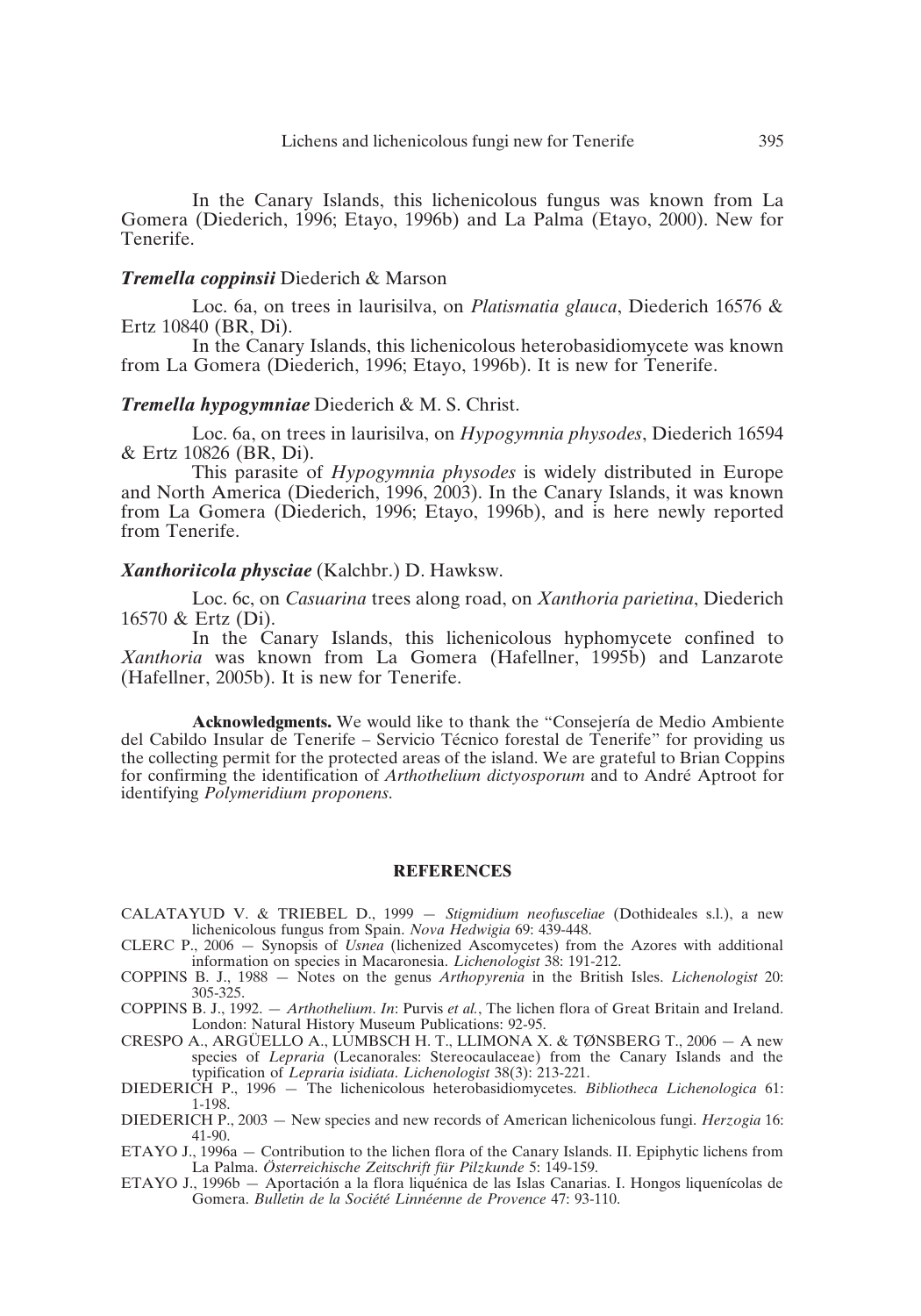In the Canary Islands, this lichenicolous fungus was known from La Gomera (Diederich, 1996; Etayo, 1996b) and La Palma (Etayo, 2000). New for Tenerife.

### ***Tremella coppinsii*** Diederich & Marson

Loc. 6a, on trees in laurisilva, on *Platismatia glauca*, Diederich 16576 & Ertz 10840 (BR, Di).

In the Canary Islands, this lichenicolous heterobasidiomycete was known from La Gomera (Diederich, 1996; Etayo, 1996b). It is new for Tenerife.

### ***Tremella hypogymniae*** Diederich & M. S. Christ.

Loc. 6a, on trees in laurisilva, on *Hypogymnia physodes*, Diederich 16594 & Ertz 10826 (BR, Di).

This parasite of *Hypogymnia physodes* is widely distributed in Europe and North America (Diederich, 1996, 2003). In the Canary Islands, it was known from La Gomera (Diederich, 1996; Etayo, 1996b), and is here newly reported from Tenerife.

### ***Xanthoriicola physciae*** (Kalchbr.) D. Hawksw.

Loc. 6c, on *Casuarina* trees along road, on *Xanthoria parietina*, Diederich 16570 & Ertz (Di).

In the Canary Islands, this lichenicolous hyphomycete confined to *Xanthoria* was known from La Gomera (Hafellner, 1995b) and Lanzarote (Hafellner, 2005b). It is new for Tenerife.

**Acknowledgments.** We would like to thank the "Consejería de Medio Ambiente del Cabildo Insular de Tenerife – Servicio Técnico forestal de Tenerife" for providing us the collecting permit for the protected areas of the island. We are grateful to Brian Coppins for confirming the identification of *Arthothelium dictyosporum* and to André Aptroot for identifying *Polymeridium proponens*.

## REFERENCES

CALATAYUD V. & TRIEBEL D., 1999 — *Stigmidium neofusceliae* (Dothideales s.l.), a new lichenicolous fungus from Spain. *Nova Hedwigia* 69: 439-448.

CLERC P., 2006 — Synopsis of *Usnea* (lichenized Ascomycetes) from the Azores with additional information on species in Macaronesia. *Lichenologist* 38: 191-212.

COPPINS B. J., 1988 — Notes on the genus *Arthopyrenia* in the British Isles. *Lichenologist* 20: 305-325.

COPPINS B. J., 1992. — *Arthothelium*. *In*: Purvis *et al.*, The lichen flora of Great Britain and Ireland. London: Natural History Museum Publications: 92-95.

CRESPO A., ARGÜELLO A., LUMBSCH H. T., LLIMONA X. & TØNSBERG T., 2006 — A new species of *Lepraria* (Lecanorales: Stereocaulaceae) from the Canary Islands and the typification of *Lepraria isidiata*. *Lichenologist* 38(3): 213-221.

DIEDERICH P., 1996 — The lichenicolous heterobasidiomycetes. *Bibliotheca Lichenologica* 61: 1-198.

DIEDERICH P., 2003 — New species and new records of American lichenicolous fungi. *Herzogia* 16: 41-90.

ETAYO J., 1996a — Contribution to the lichen flora of the Canary Islands. II. Epiphytic lichens from La Palma. *Österreichische Zeitschrift für Pilzkunde* 5: 149-159.

ETAYO J., 1996b — Aportación a la flora liquénica de las Islas Canarias. I. Hongos liquenícolas de Gomera. *Bulletin de la Société Linnéenne de Provence* 47: 93-110.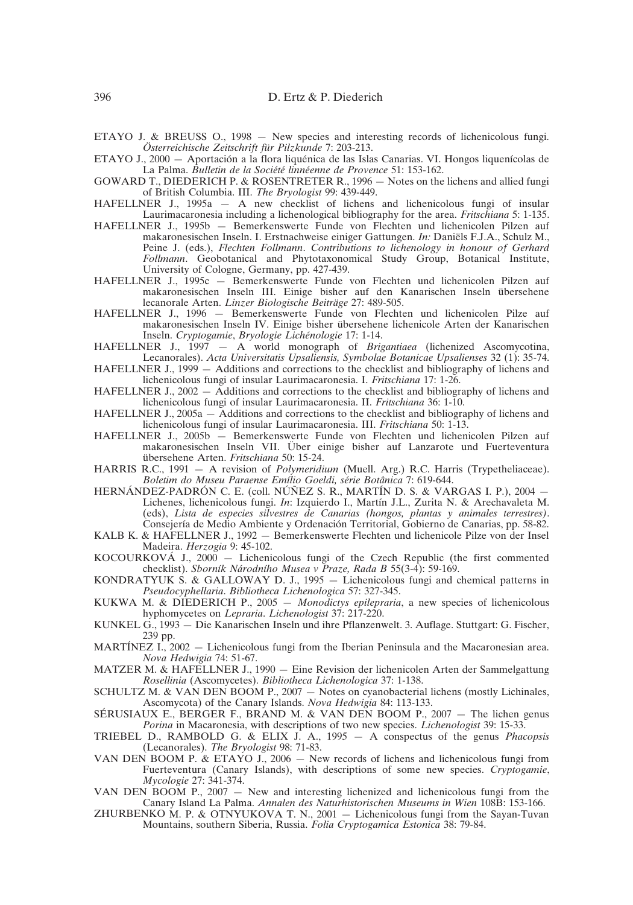ETAYO J. & BREUSS O., 1998 — New species and interesting records of lichenicolous fungi. *Österreichische Zeitschrift für Pilzkunde* 7: 203-213.

ETAYO J., 2000 — Aportación a la flora liquénica de las Islas Canarias. VI. Hongos liquenícolas de La Palma. *Bulletin de la Société linnéenne de Provence* 51: 153-162.

GOWARD T., DIEDERICH P. & ROSENTRETER R., 1996 — Notes on the lichens and allied fungi of British Columbia. III. *The Bryologist* 99: 439-449.

HAFELLNER J., 1995a — A new checklist of lichens and lichenicolous fungi of insular Laurimacaronesia including a lichenological bibliography for the area. *Fritschiana* 5: 1-135.

HAFELLNER J., 1995b — Bemerkenswerte Funde von Flechten und lichenicolen Pilzen auf makaronesischen Inseln. I. Erstnachweise einiger Gattungen. *In:* Daniëls F.J.A., Schulz M., Peine J. (eds.), *Flechten Follmann. Contributions to lichenology in honour of Gerhard Follmann*. Geobotanical and Phytotaxonomical Study Group, Botanical Institute, University of Cologne, Germany, pp. 427-439.

HAFELLNER J., 1995c — Bemerkenswerte Funde von Flechten und lichenicolen Pilzen auf makaronesischen Inseln III. Einige bisher auf den Kanarischen Inseln übersehene lecanorale Arten. *Linzer Biologische Beiträge* 27: 489-505.

HAFELLNER J., 1996 — Bemerkenswerte Funde von Flechten und lichenicolen Pilze auf makaronesischen Inseln IV. Einige bisher übersehene lichenicole Arten der Kanarischen Inseln. *Cryptogamie*, *Bryologie Lichénologie* 17: 1-14.

HAFELLNER J., 1997 — A world monograph of *Brigantiaea* (lichenized Ascomycotina, Lecanorales). *Acta Universitatis Upsaliensis, Symbolae Botanicae Upsalienses* 32 (1): 35-74.

HAFELLNER J., 1999 — Additions and corrections to the checklist and bibliography of lichens and lichenicolous fungi of insular Laurimacaronesia. I. *Fritschiana* 17: 1-26.

HAFELLNER J., 2002 — Additions and corrections to the checklist and bibliography of lichens and lichenicolous fungi of insular Laurimacaronesia. II. *Fritschiana* 36: 1-10.

HAFELLNER J., 2005a — Additions and corrections to the checklist and bibliography of lichens and lichenicolous fungi of insular Laurimacaronesia. III. *Fritschiana* 50: 1-13.

HAFELLNER J., 2005b — Bemerkenswerte Funde von Flechten und lichenicolen Pilzen auf makaronesischen Inseln VII. Über einige bisher auf Lanzarote und Fuerteventura übersehene Arten. *Fritschiana* 50: 15-24.

HARRIS R.C., 1991 — A revision of *Polymeridium* (Muell. Arg.) R.C. Harris (Trypetheliaceae). *Boletim do Museu Paraense Emílio Goeldi, série Botânica* 7: 619-644.

HERNÁNDEZ-PADRÓN C. E. (coll. NÚÑEZ S. R., MARTÍN D. S. & VARGAS I. P.), 2004 — Lichenes, lichenicolous fungi. *In*: Izquierdo I., Martín J.L., Zurita N. & Arechavaleta M. (eds), *Lista de especies silvestres de Canarias (hongos, plantas y animales terrestres)*. Consejería de Medio Ambiente y Ordenación Territorial, Gobierno de Canarias, pp. 58-82.

KALB K. & HAFELLNER J., 1992 — Bemerkenswerte Flechten und lichenicole Pilze von der Insel Madeira. *Herzogia* 9: 45-102.

KOCOURKOVÁ J., 2000 — Lichenicolous fungi of the Czech Republic (the first commented checklist). *Sborník Národního Musea v Praze, Rada B* 55(3-4): 59-169.

KONDRATYUK S. & GALLOWAY D. J., 1995 — Lichenicolous fungi and chemical patterns in *Pseudocyphellaria*. *Bibliotheca Lichenologica* 57: 327-345.

KUKWA M. & DIEDERICH P., 2005 — *Monodictys epilepraria*, a new species of lichenicolous hyphomycetes on *Lepraria*. *Lichenologist* 37: 217-220.

KUNKEL G., 1993 — Die Kanarischen Inseln und ihre Pflanzenwelt. 3. Auflage. Stuttgart: G. Fischer, 239 pp.

MARTÍNEZ I., 2002 — Lichenicolous fungi from the Iberian Peninsula and the Macaronesian area. *Nova Hedwigia* 74: 51-67.

MATZER M. & HAFELLNER J., 1990 — Eine Revision der lichenicolen Arten der Sammelgattung *Rosellinia* (Ascomycetes). *Bibliotheca Lichenologica* 37: 1-138.

SCHULTZ M. & VAN DEN BOOM P., 2007 — Notes on cyanobacterial lichens (mostly Lichinales, Ascomycota) of the Canary Islands. *Nova Hedwigia* 84: 113-133.

SÉRUSIAUX E., BERGER F., BRAND M. & VAN DEN BOOM P., 2007 — The lichen genus *Porina* in Macaronesia, with descriptions of two new species. *Lichenologist* 39: 15-33.

TRIEBEL D., RAMBOLD G. & ELIX J. A., 1995 — A conspectus of the genus *Phacopsis* (Lecanorales). *The Bryologist* 98: 71-83.

VAN DEN BOOM P. & ETAYO J., 2006 — New records of lichens and lichenicolous fungi from Fuerteventura (Canary Islands), with descriptions of some new species. *Cryptogamie*, *Mycologie* 27: 341-374.

VAN DEN BOOM P., 2007 — New and interesting lichenized and lichenicolous fungi from the Canary Island La Palma. *Annalen des Naturhistorischen Museums in Wien* 108B: 153-166.

ZHURBENKO M. P. & OTNYUKOVA T. N., 2001 — Lichenicolous fungi from the Sayan-Tuvan Mountains, southern Siberia, Russia. *Folia Cryptogamica Estonica* 38: 79-84.